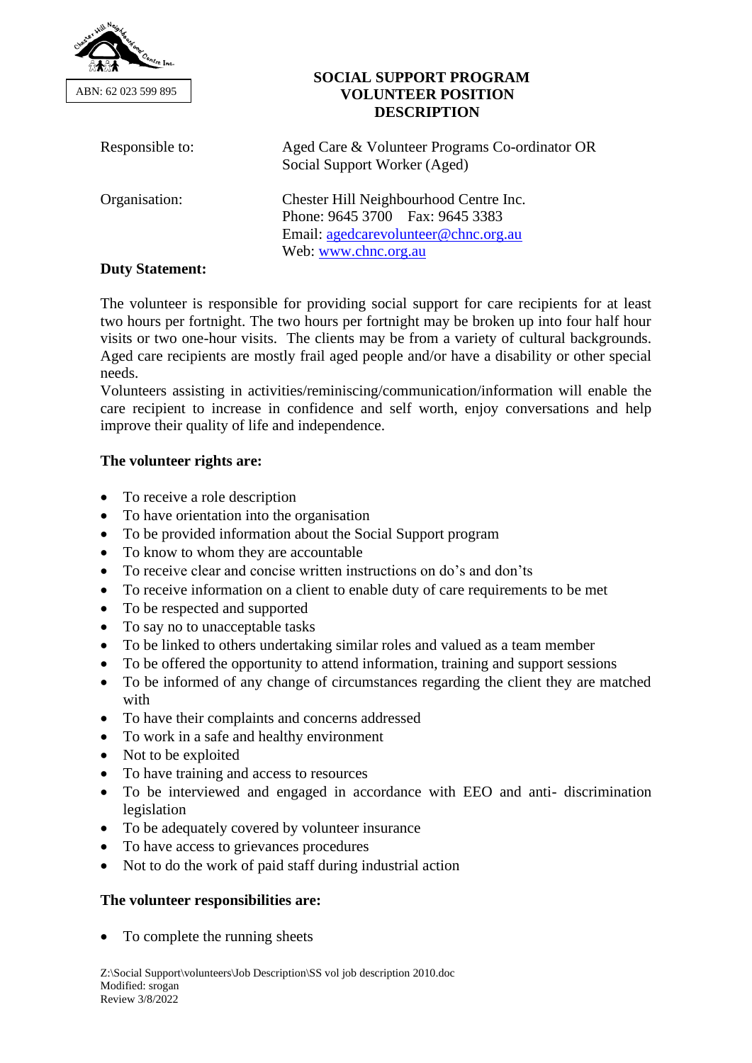ABN: 62 023 599 895

# SOCIAL SUPPORT PROGRAM VOLUNTEER POSITION DESCRIPTION

| | |
|---|---|
| Responsible to: | Aged Care & Volunteer Programs Co-ordinator OR Social Support Worker (Aged) |
| Organisation: | Chester Hill Neighbourhood Centre Inc.<br>Phone: 9645 3700 Fax: 9645 3383<br>Email: agedcarevolunteer@chnc.org.au<br>Web: www.chnc.org.au |

**Duty Statement:**

The volunteer is responsible for providing social support for care recipients for at least two hours per fortnight. The two hours per fortnight may be broken up into four half hour visits or two one-hour visits. The clients may be from a variety of cultural backgrounds. Aged care recipients are mostly frail aged people and/or have a disability or other special needs.

Volunteers assisting in activities/reminiscing/communication/information will enable the care recipient to increase in confidence and self worth, enjoy conversations and help improve their quality of life and independence.

**The volunteer rights are:**

- To receive a role description
- To have orientation into the organisation
- To be provided information about the Social Support program
- To know to whom they are accountable
- To receive clear and concise written instructions on do's and don'ts
- To receive information on a client to enable duty of care requirements to be met
- To be respected and supported
- To say no to unacceptable tasks
- To be linked to others undertaking similar roles and valued as a team member
- To be offered the opportunity to attend information, training and support sessions
- To be informed of any change of circumstances regarding the client they are matched with
- To have their complaints and concerns addressed
- To work in a safe and healthy environment
- Not to be exploited
- To have training and access to resources
- To be interviewed and engaged in accordance with EEO and anti- discrimination legislation
- To be adequately covered by volunteer insurance
- To have access to grievances procedures
- Not to do the work of paid staff during industrial action

**The volunteer responsibilities are:**

- To complete the running sheets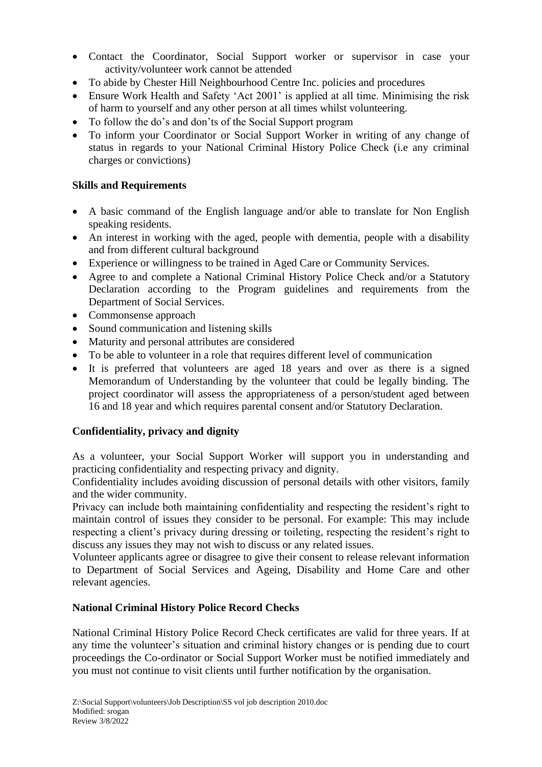- Contact the Coordinator, Social Support worker or supervisor in case your activity/volunteer work cannot be attended
- To abide by Chester Hill Neighbourhood Centre Inc. policies and procedures
- Ensure Work Health and Safety 'Act 2001' is applied at all time. Minimising the risk of harm to yourself and any other person at all times whilst volunteering.
- To follow the do's and don'ts of the Social Support program
- To inform your Coordinator or Social Support Worker in writing of any change of status in regards to your National Criminal History Police Check (i.e any criminal charges or convictions)

**Skills and Requirements**

- A basic command of the English language and/or able to translate for Non English speaking residents.
- An interest in working with the aged, people with dementia, people with a disability and from different cultural background
- Experience or willingness to be trained in Aged Care or Community Services.
- Agree to and complete a National Criminal History Police Check and/or a Statutory Declaration according to the Program guidelines and requirements from the Department of Social Services.
- Commonsense approach
- Sound communication and listening skills
- Maturity and personal attributes are considered
- To be able to volunteer in a role that requires different level of communication
- It is preferred that volunteers are aged 18 years and over as there is a signed Memorandum of Understanding by the volunteer that could be legally binding. The project coordinator will assess the appropriateness of a person/student aged between 16 and 18 year and which requires parental consent and/or Statutory Declaration.

**Confidentiality, privacy and dignity**

As a volunteer, your Social Support Worker will support you in understanding and practicing confidentiality and respecting privacy and dignity.
Confidentiality includes avoiding discussion of personal details with other visitors, family and the wider community.
Privacy can include both maintaining confidentiality and respecting the resident's right to maintain control of issues they consider to be personal. For example: This may include respecting a client's privacy during dressing or toileting, respecting the resident's right to discuss any issues they may not wish to discuss or any related issues.
Volunteer applicants agree or disagree to give their consent to release relevant information to Department of Social Services and Ageing, Disability and Home Care and other relevant agencies.

**National Criminal History Police Record Checks**

National Criminal History Police Record Check certificates are valid for three years. If at any time the volunteer's situation and criminal history changes or is pending due to court proceedings the Co-ordinator or Social Support Worker must be notified immediately and you must not continue to visit clients until further notification by the organisation.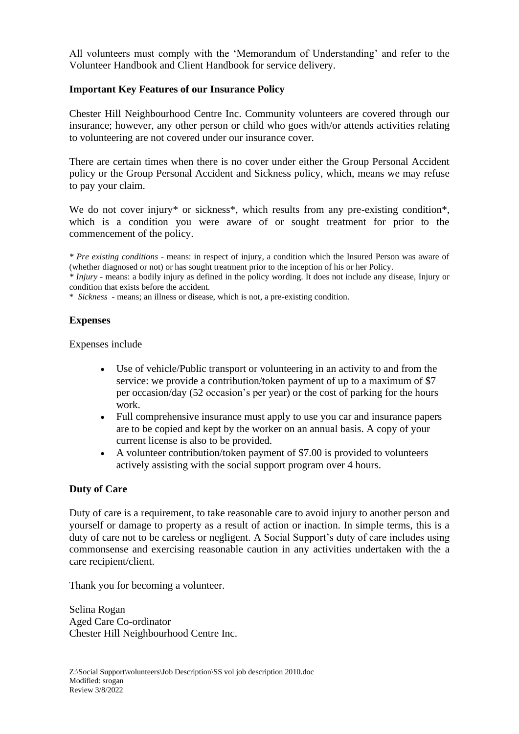All volunteers must comply with the 'Memorandum of Understanding' and refer to the Volunteer Handbook and Client Handbook for service delivery.

### Important Key Features of our Insurance Policy

Chester Hill Neighbourhood Centre Inc. Community volunteers are covered through our insurance; however, any other person or child who goes with/or attends activities relating to volunteering are not covered under our insurance cover.

There are certain times when there is no cover under either the Group Personal Accident policy or the Group Personal Accident and Sickness policy, which, means we may refuse to pay your claim.

We do not cover injury* or sickness*, which results from any pre-existing condition*, which is a condition you were aware of or sought treatment for prior to the commencement of the policy.

*\* Pre existing conditions* - means: in respect of injury, a condition which the Insured Person was aware of (whether diagnosed or not) or has sought treatment prior to the inception of his or her Policy.
*\* Injury* - means: a bodily injury as defined in the policy wording. It does not include any disease, Injury or condition that exists before the accident.
\* *Sickness* - means; an illness or disease, which is not, a pre-existing condition.

### Expenses

Expenses include

- Use of vehicle/Public transport or volunteering in an activity to and from the service: we provide a contribution/token payment of up to a maximum of $7 per occasion/day (52 occasion's per year) or the cost of parking for the hours work.
- Full comprehensive insurance must apply to use you car and insurance papers are to be copied and kept by the worker on an annual basis. A copy of your current license is also to be provided.
- A volunteer contribution/token payment of $7.00 is provided to volunteers actively assisting with the social support program over 4 hours.

### Duty of Care

Duty of care is a requirement, to take reasonable care to avoid injury to another person and yourself or damage to property as a result of action or inaction. In simple terms, this is a duty of care not to be careless or negligent. A Social Support's duty of care includes using commonsense and exercising reasonable caution in any activities undertaken with the a care recipient/client.

Thank you for becoming a volunteer.

Selina Rogan
Aged Care Co-ordinator
Chester Hill Neighbourhood Centre Inc.

Z:\Social Support\volunteers\Job Description\SS vol job description 2010.doc
Modified: srogan
Review 3/8/2022